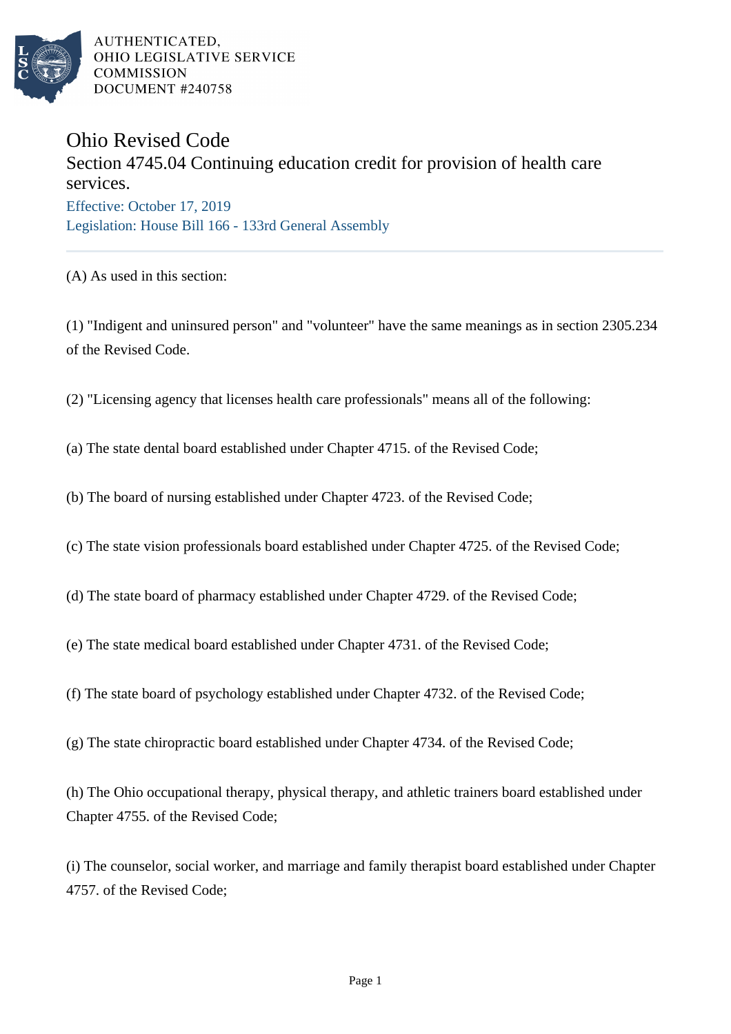AUTHENTICATED,
OHIO LEGISLATIVE SERVICE
COMMISSION
DOCUMENT #240758

# Ohio Revised Code

## Section 4745.04 Continuing education credit for provision of health care services.

Effective: October 17, 2019

Legislation: House Bill 166 - 133rd General Assembly

---

(A) As used in this section:

(1) "Indigent and uninsured person" and "volunteer" have the same meanings as in section 2305.234 of the Revised Code.

(2) "Licensing agency that licenses health care professionals" means all of the following:

(a) The state dental board established under Chapter 4715. of the Revised Code;

(b) The board of nursing established under Chapter 4723. of the Revised Code;

(c) The state vision professionals board established under Chapter 4725. of the Revised Code;

(d) The state board of pharmacy established under Chapter 4729. of the Revised Code;

(e) The state medical board established under Chapter 4731. of the Revised Code;

(f) The state board of psychology established under Chapter 4732. of the Revised Code;

(g) The state chiropractic board established under Chapter 4734. of the Revised Code;

(h) The Ohio occupational therapy, physical therapy, and athletic trainers board established under Chapter 4755. of the Revised Code;

(i) The counselor, social worker, and marriage and family therapist board established under Chapter 4757. of the Revised Code;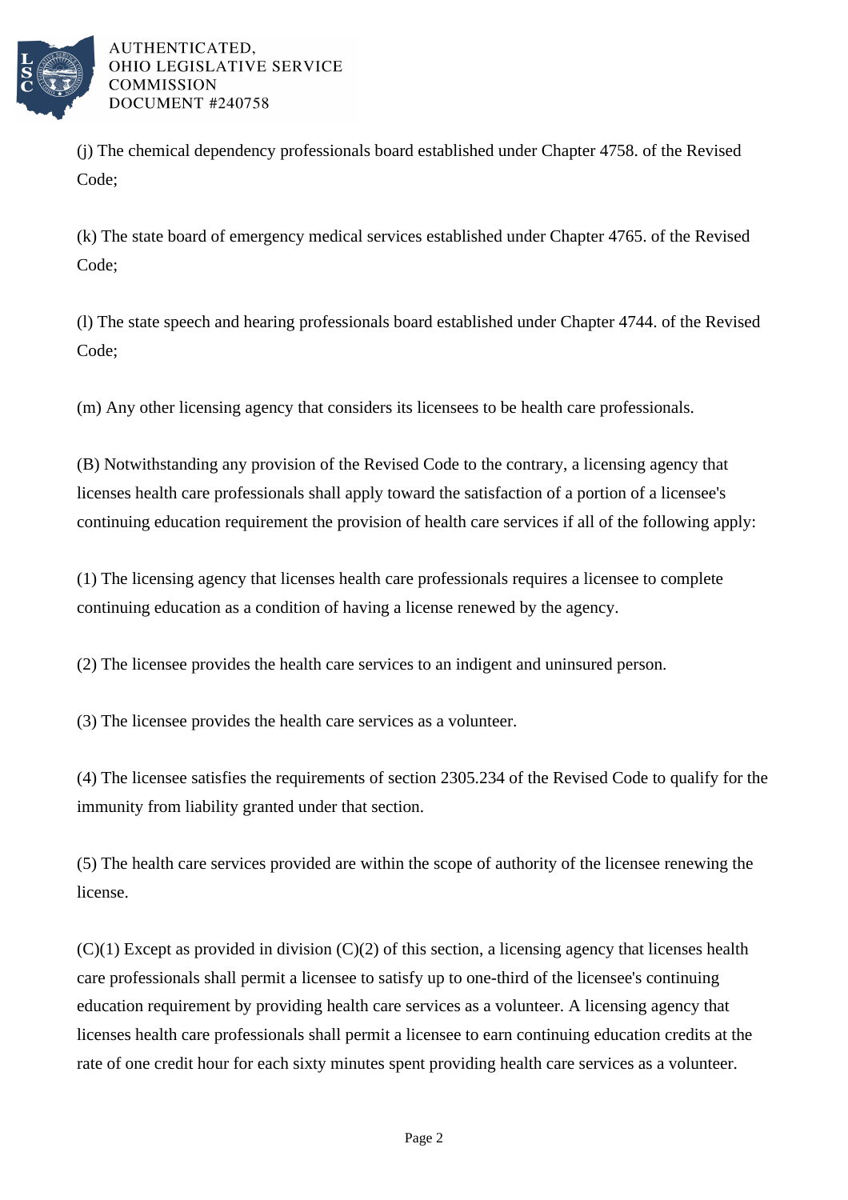(j) The chemical dependency professionals board established under Chapter 4758. of the Revised Code;

(k) The state board of emergency medical services established under Chapter 4765. of the Revised Code;

(l) The state speech and hearing professionals board established under Chapter 4744. of the Revised Code;

(m) Any other licensing agency that considers its licensees to be health care professionals.

(B) Notwithstanding any provision of the Revised Code to the contrary, a licensing agency that licenses health care professionals shall apply toward the satisfaction of a portion of a licensee's continuing education requirement the provision of health care services if all of the following apply:

(1) The licensing agency that licenses health care professionals requires a licensee to complete continuing education as a condition of having a license renewed by the agency.

(2) The licensee provides the health care services to an indigent and uninsured person.

(3) The licensee provides the health care services as a volunteer.

(4) The licensee satisfies the requirements of section 2305.234 of the Revised Code to qualify for the immunity from liability granted under that section.

(5) The health care services provided are within the scope of authority of the licensee renewing the license.

(C)(1) Except as provided in division (C)(2) of this section, a licensing agency that licenses health care professionals shall permit a licensee to satisfy up to one-third of the licensee's continuing education requirement by providing health care services as a volunteer. A licensing agency that licenses health care professionals shall permit a licensee to earn continuing education credits at the rate of one credit hour for each sixty minutes spent providing health care services as a volunteer.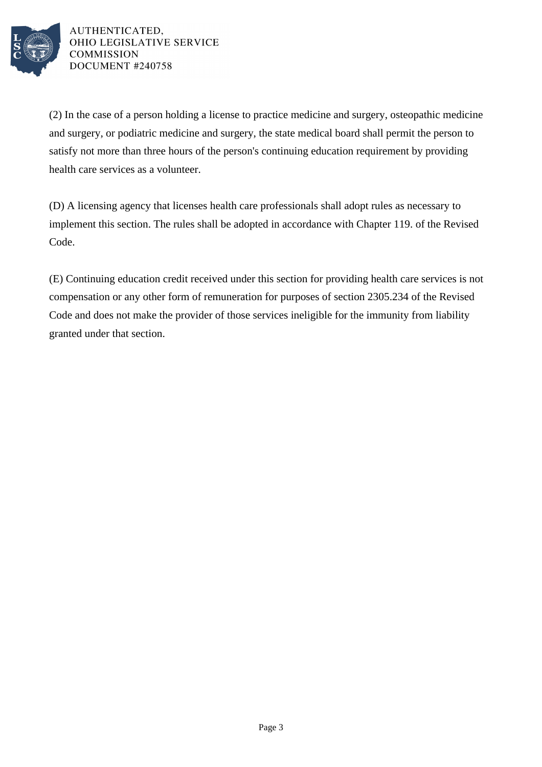(2) In the case of a person holding a license to practice medicine and surgery, osteopathic medicine and surgery, or podiatric medicine and surgery, the state medical board shall permit the person to satisfy not more than three hours of the person's continuing education requirement by providing health care services as a volunteer.

(D) A licensing agency that licenses health care professionals shall adopt rules as necessary to implement this section. The rules shall be adopted in accordance with Chapter 119. of the Revised Code.

(E) Continuing education credit received under this section for providing health care services is not compensation or any other form of remuneration for purposes of section 2305.234 of the Revised Code and does not make the provider of those services ineligible for the immunity from liability granted under that section.